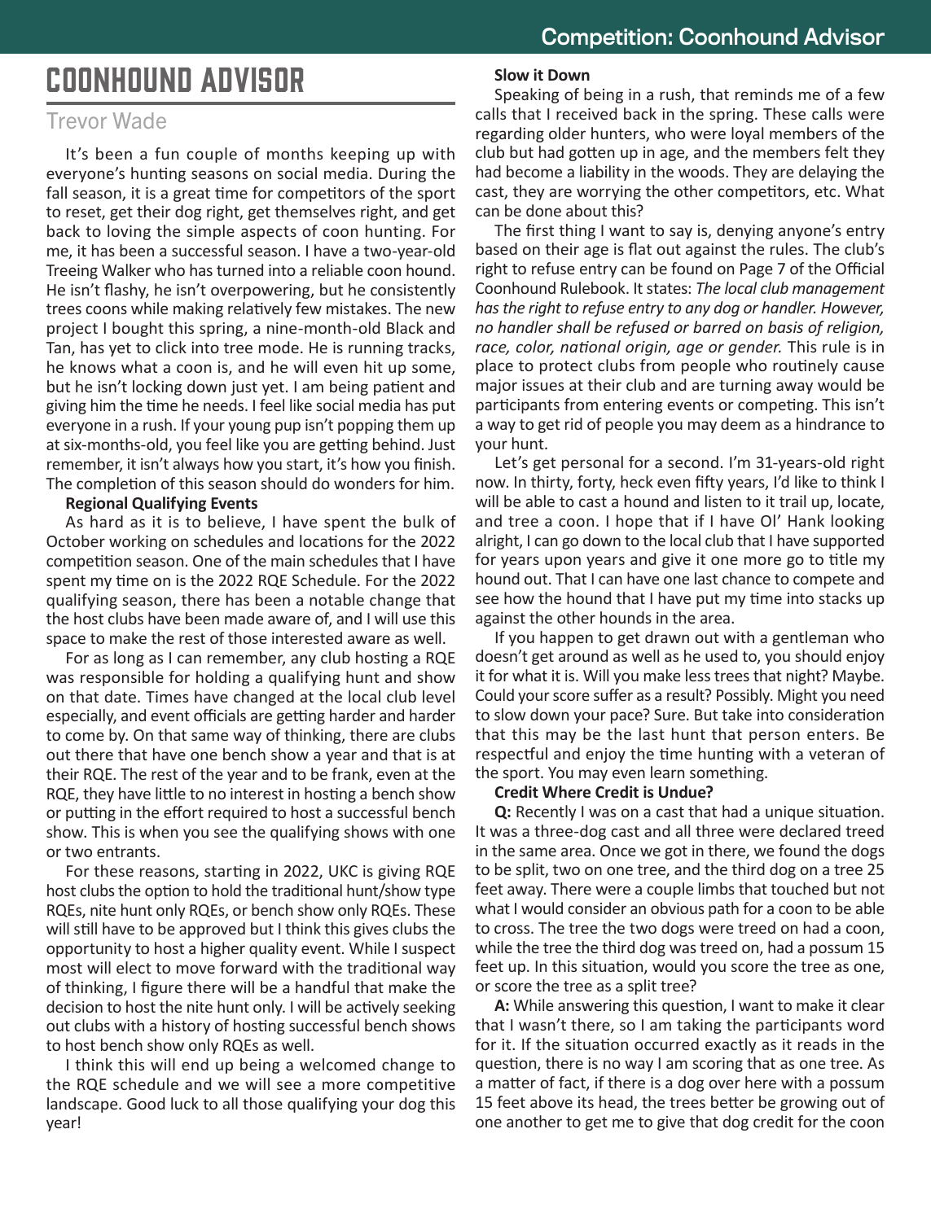# COONHOUND ADVISOR

Trevor Wade

It's been a fun couple of months keeping up with everyone's hunting seasons on social media. During the fall season, it is a great time for competitors of the sport to reset, get their dog right, get themselves right, and get back to loving the simple aspects of coon hunting. For me, it has been a successful season. I have a two-year-old Treeing Walker who has turned into a reliable coon hound. He isn't flashy, he isn't overpowering, but he consistently trees coons while making relatively few mistakes. The new project I bought this spring, a nine-month-old Black and Tan, has yet to click into tree mode. He is running tracks, he knows what a coon is, and he will even hit up some, but he isn't locking down just yet. I am being patient and giving him the time he needs. I feel like social media has put everyone in a rush. If your young pup isn't popping them up at six-months-old, you feel like you are getting behind. Just remember, it isn't always how you start, it's how you finish. The completion of this season should do wonders for him.

**Regional Qualifying Events**

As hard as it is to believe, I have spent the bulk of October working on schedules and locations for the 2022 competition season. One of the main schedules that I have spent my time on is the 2022 RQE Schedule. For the 2022 qualifying season, there has been a notable change that the host clubs have been made aware of, and I will use this space to make the rest of those interested aware as well.

For as long as I can remember, any club hosting a RQE was responsible for holding a qualifying hunt and show on that date. Times have changed at the local club level especially, and event officials are getting harder and harder to come by. On that same way of thinking, there are clubs out there that have one bench show a year and that is at their RQE. The rest of the year and to be frank, even at the RQE, they have little to no interest in hosting a bench show or putting in the effort required to host a successful bench show. This is when you see the qualifying shows with one or two entrants.

For these reasons, starting in 2022, UKC is giving RQE host clubs the option to hold the traditional hunt/show type RQEs, nite hunt only RQEs, or bench show only RQEs. These will still have to be approved but I think this gives clubs the opportunity to host a higher quality event. While I suspect most will elect to move forward with the traditional way of thinking, I figure there will be a handful that make the decision to host the nite hunt only. I will be actively seeking out clubs with a history of hosting successful bench shows to host bench show only RQEs as well.

I think this will end up being a welcomed change to the RQE schedule and we will see a more competitive landscape. Good luck to all those qualifying your dog this year!

**Slow it Down**

Speaking of being in a rush, that reminds me of a few calls that I received back in the spring. These calls were regarding older hunters, who were loyal members of the club but had gotten up in age, and the members felt they had become a liability in the woods. They are delaying the cast, they are worrying the other competitors, etc. What can be done about this?

The first thing I want to say is, denying anyone's entry based on their age is flat out against the rules. The club's right to refuse entry can be found on Page 7 of the Official Coonhound Rulebook. It states: *The local club management has the right to refuse entry to any dog or handler. However, no handler shall be refused or barred on basis of religion, race, color, national origin, age or gender.* This rule is in place to protect clubs from people who routinely cause major issues at their club and are turning away would be participants from entering events or competing. This isn't a way to get rid of people you may deem as a hindrance to your hunt.

Let's get personal for a second. I'm 31-years-old right now. In thirty, forty, heck even fifty years, I'd like to think I will be able to cast a hound and listen to it trail up, locate, and tree a coon. I hope that if I have Ol' Hank looking alright, I can go down to the local club that I have supported for years upon years and give it one more go to title my hound out. That I can have one last chance to compete and see how the hound that I have put my time into stacks up against the other hounds in the area.

If you happen to get drawn out with a gentleman who doesn't get around as well as he used to, you should enjoy it for what it is. Will you make less trees that night? Maybe. Could your score suffer as a result? Possibly. Might you need to slow down your pace? Sure. But take into consideration that this may be the last hunt that person enters. Be respectful and enjoy the time hunting with a veteran of the sport. You may even learn something.

**Credit Where Credit is Undue?**

**Q:** Recently I was on a cast that had a unique situation. It was a three-dog cast and all three were declared treed in the same area. Once we got in there, we found the dogs to be split, two on one tree, and the third dog on a tree 25 feet away. There were a couple limbs that touched but not what I would consider an obvious path for a coon to be able to cross. The tree the two dogs were treed on had a coon, while the tree the third dog was treed on, had a possum 15 feet up. In this situation, would you score the tree as one, or score the tree as a split tree?

**A:** While answering this question, I want to make it clear that I wasn't there, so I am taking the participants word for it. If the situation occurred exactly as it reads in the question, there is no way I am scoring that as one tree. As a matter of fact, if there is a dog over here with a possum 15 feet above its head, the trees better be growing out of one another to get me to give that dog credit for the coon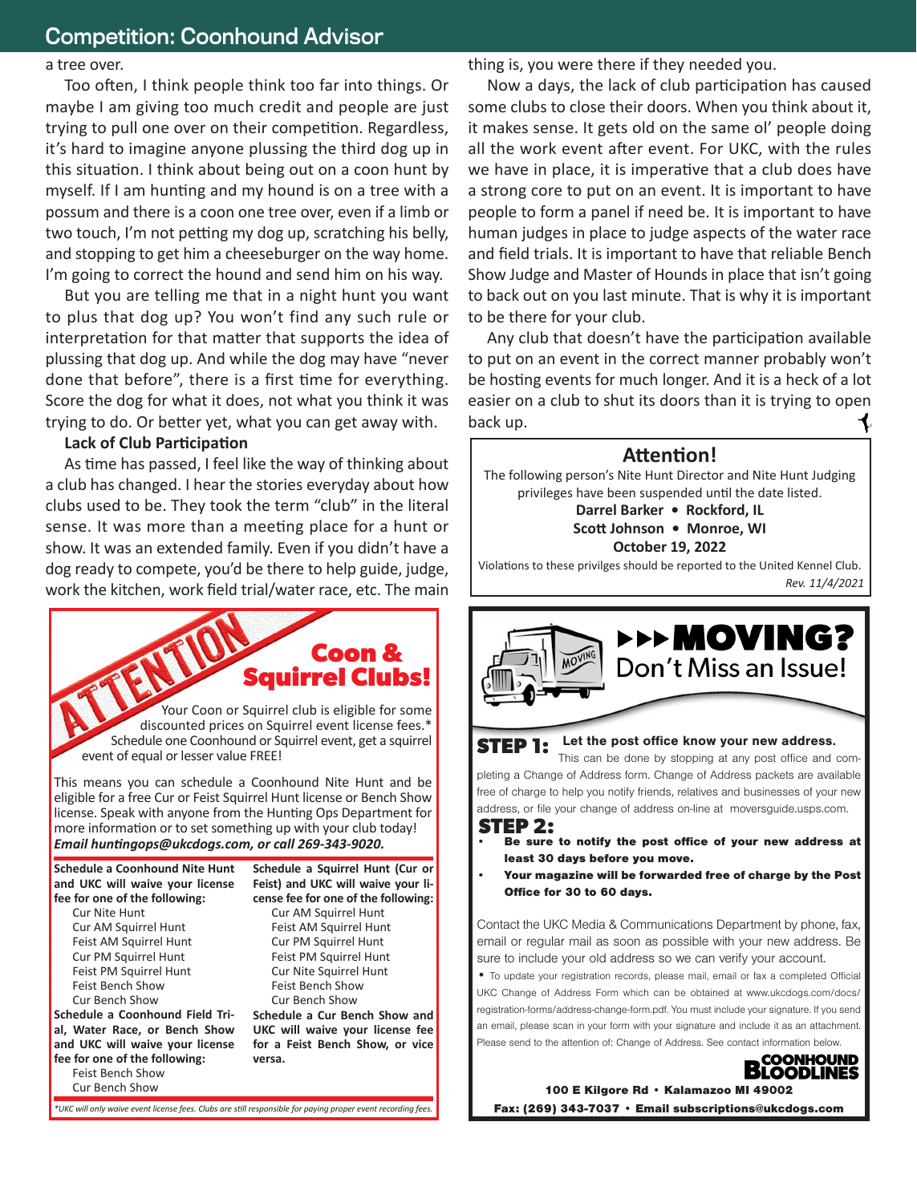a tree over.

Too often, I think people think too far into things. Or maybe I am giving too much credit and people are just trying to pull one over on their competition. Regardless, it's hard to imagine anyone plussing the third dog up in this situation. I think about being out on a coon hunt by myself. If I am hunting and my hound is on a tree with a possum and there is a coon one tree over, even if a limb or two touch, I'm not petting my dog up, scratching his belly, and stopping to get him a cheeseburger on the way home. I'm going to correct the hound and send him on his way.

But you are telling me that in a night hunt you want to plus that dog up? You won't find any such rule or interpretation for that matter that supports the idea of plussing that dog up. And while the dog may have "never done that before", there is a first time for everything. Score the dog for what it does, not what you think it was trying to do. Or better yet, what you can get away with.

**Lack of Club Participation**

As time has passed, I feel like the way of thinking about a club has changed. I hear the stories everyday about how clubs used to be. They took the term "club" in the literal sense. It was more than a meeting place for a hunt or show. It was an extended family. Even if you didn't have a dog ready to compete, you'd be there to help guide, judge, work the kitchen, work field trial/water race, etc. The main thing is, you were there if they needed you.

Now a days, the lack of club participation has caused some clubs to close their doors. When you think about it, it makes sense. It gets old on the same ol' people doing all the work event after event. For UKC, with the rules we have in place, it is imperative that a club does have a strong core to put on an event. It is important to have people to form a panel if need be. It is important to have human judges in place to judge aspects of the water race and field trials. It is important to have that reliable Bench Show Judge and Master of Hounds in place that isn't going to back out on you last minute. That is why it is important to be there for your club.

Any club that doesn't have the participation available to put on an event in the correct manner probably won't be hosting events for much longer. And it is a heck of a lot easier on a club to shut its doors than it is trying to open back up.

## ATTENTION Coon & Squirrel Clubs!

Your Coon or Squirrel club is eligible for some discounted prices on Squirrel event license fees.* Schedule one Coonhound or Squirrel event, get a squirrel event of equal or lesser value FREE!

This means you can schedule a Coonhound Nite Hunt and be eligible for a free Cur or Feist Squirrel Hunt license or Bench Show license. Speak with anyone from the Hunting Ops Department for more information or to set something up with your club today! ***Email huntingops@ukcdogs.com, or call 269-343-9020.***

**Schedule a Coonhound Nite Hunt and UKC will waive your license fee for one of the following:**
- Cur Nite Hunt
- Cur AM Squirrel Hunt
- Feist AM Squirrel Hunt
- Cur PM Squirrel Hunt
- Feist PM Squirrel Hunt
- Feist Bench Show
- Cur Bench Show

**Schedule a Coonhound Field Trial, Water Race, or Bench Show and UKC will waive your license fee for one of the following:**
- Feist Bench Show
- Cur Bench Show

**Schedule a Squirrel Hunt (Cur or Feist) and UKC will waive your license fee for one of the following:**
- Cur AM Squirrel Hunt
- Feist AM Squirrel Hunt
- Cur PM Squirrel Hunt
- Feist PM Squirrel Hunt
- Cur Nite Squirrel Hunt
- Feist Bench Show
- Cur Bench Show

**Schedule a Cur Bench Show and UKC will waive your license fee for a Feist Bench Show, or vice versa.**

*\*UKC will only waive event license fees. Clubs are still responsible for paying proper event recording fees.*

## Attention!

The following person's Nite Hunt Director and Nite Hunt Judging privileges have been suspended until the date listed.

**Darrel Barker • Rockford, IL**
**Scott Johnson • Monroe, WI**
**October 19, 2022**

Violations to these privilges should be reported to the United Kennel Club.

*Rev. 11/4/2021*

## ▸▸▸MOVING? Don't Miss an Issue!

**STEP 1: Let the post office know your new address.** This can be done by stopping at any post office and completing a Change of Address form. Change of Address packets are available free of charge to help you notify friends, relatives and businesses of your new address, or file your change of address on-line at moversguide.usps.com.

**STEP 2:**
- **Be sure to notify the post office of your new address at least 30 days before you move.**
- **Your magazine will be forwarded free of charge by the Post Office for 30 to 60 days.**

Contact the UKC Media & Communications Department by phone, fax, email or regular mail as soon as possible with your new address. Be sure to include your old address so we can verify your account.

• To update your registration records, please mail, email or fax a completed Official UKC Change of Address Form which can be obtained at www.ukcdogs.com/docs/registration-forms/address-change-form.pdf. You must include your signature. If you send an email, please scan in your form with your signature and include it as an attachment. Please send to the attention of: Change of Address. See contact information below.

**COONHOUND BLOODLINES**

**100 E Kilgore Rd • Kalamazoo MI 49002**
**Fax: (269) 343-7037 • Email subscriptions@ukcdogs.com**